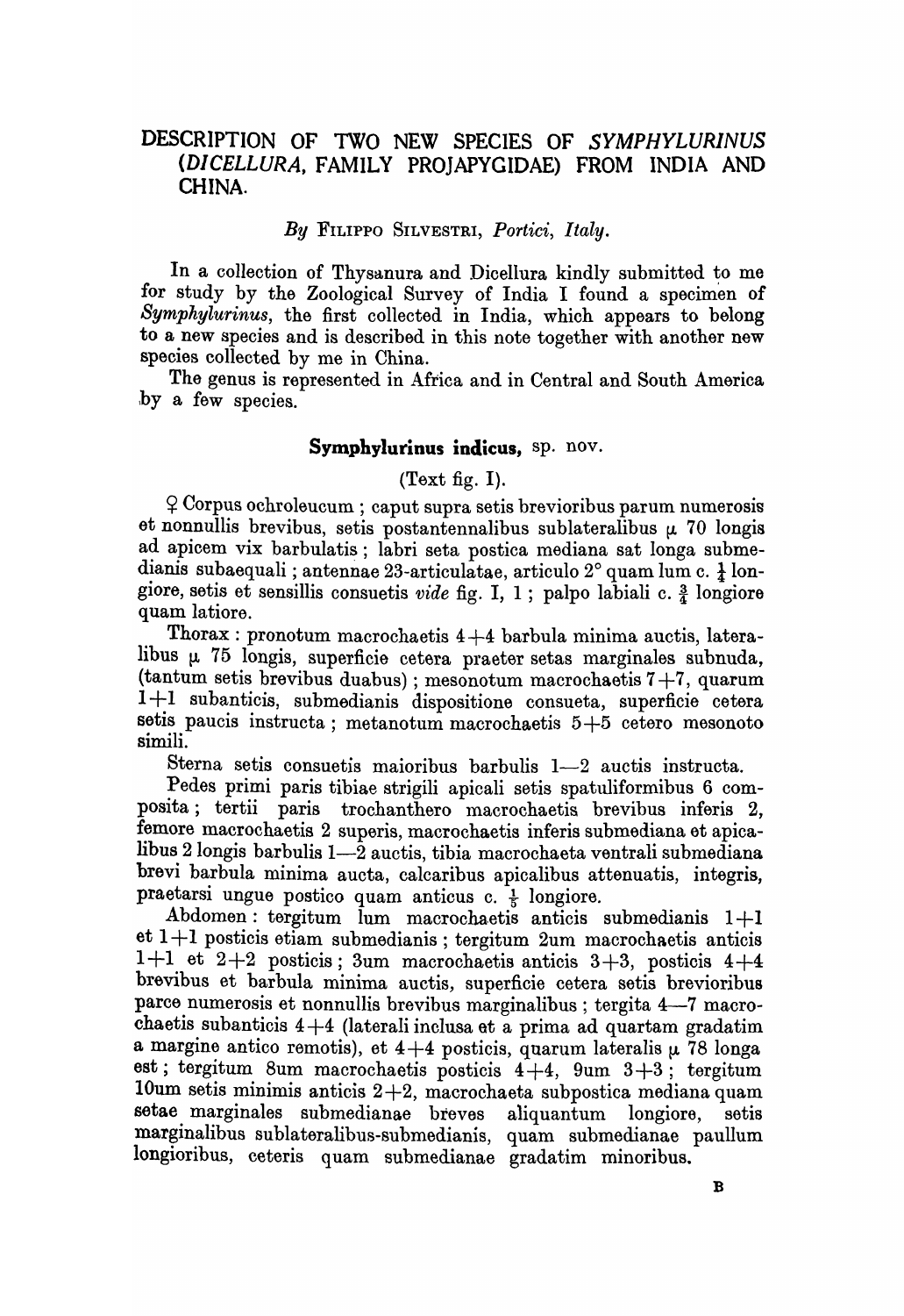# DESCRIPTION OF TWO NEW SPECIES OF *SYMPHYLURINUS* (*DICELLURA*, FAMILY PROJAPYGIDAE) FROM INDIA AND CHINA.

*By* FILIPPO SILVESTRI, *Portici, Italy.*

In a collection of Thysanura and Dicellura kindly submitted to me for study by the Zoological Survey of India I found a specimen of *Symphylurinus*, the first collected in India, which appears to belong to a new species and is described in this note together with another new species collected by me in China.

The genus is represented in Africa and in Central and South America by a few species.

## Symphylurinus indicus, sp. nov.

(Text fig. I).

♀ Corpus ochroleucum ; caput supra setis brevioribus parum numerosis et nonnullis brevibus, setis postantennalibus sublateralibus $\mu$ 70 longis ad apicem vix barbulatis ; labri seta postica mediana sat longa submedianis subaequali ; antennae 23-articulatae, articulo 2° quam lum c. $\frac{1}{4}$ longiore, setis et sensillis consuetis *vide* fig. I, 1 ; palpo labiali c. $\frac{3}{4}$ longiore quam latiore.

Thorax : pronotum macrochaetis 4+4 barbula minima auctis, lateralibus $\mu$ 75 longis, superficie cetera praeter setas marginales subnuda, (tantum setis brevibus duabus) ; mesonotum macrochaetis 7+7, quarum 1+1 subanticis, submedianis dispositione consueta, superficie cetera setis paucis instructa ; metanotum macrochaetis 5+5 cetero mesonoto simili.

Sterna setis consuetis maioribus barbulis 1—2 auctis instructa.

Pedes primi paris tibiae strigili apicali setis spatuliformibus 6 composita ; tertii paris trochanthero macrochaetis brevibus inferis 2, femore macrochaetis 2 superis, macrochaetis inferis submediana et apicalibus 2 longis barbulis 1—2 auctis, tibia macrochaeta ventrali submediana brevi barbula minima aucta, calcaribus apicalibus attenuatis, integris, praetarsi ungue postico quam anticus c. $\frac{1}{5}$ longiore.

Abdomen : tergitum lum macrochaetis anticis submedianis 1+1 et 1+1 posticis etiam submedianis ; tergitum 2um macrochaetis anticis 1+1 et 2+2 posticis ; 3um macrochaetis anticis 3+3, posticis 4+4 brevibus et barbula minima auctis, superficie cetera setis brevioribus parce numerosis et nonnullis brevibus marginalibus ; tergita 4—7 macrochaetis subanticis 4+4 (laterali inclusa et a prima ad quartam gradatim a margine antico remotis), et 4+4 posticis, quarum lateralis $\mu$ 78 longa est ; tergitum 8um macrochaetis posticis 4+4, 9um 3+3 ; tergitum 10um setis minimis anticis 2+2, macrochaeta subpostica mediana quam setae marginales submedianae breves aliquantum longiore, setis marginalibus sublateralibus-submedianis, quam submedianae paullum longioribus, ceteris quam submedianae gradatim minoribus.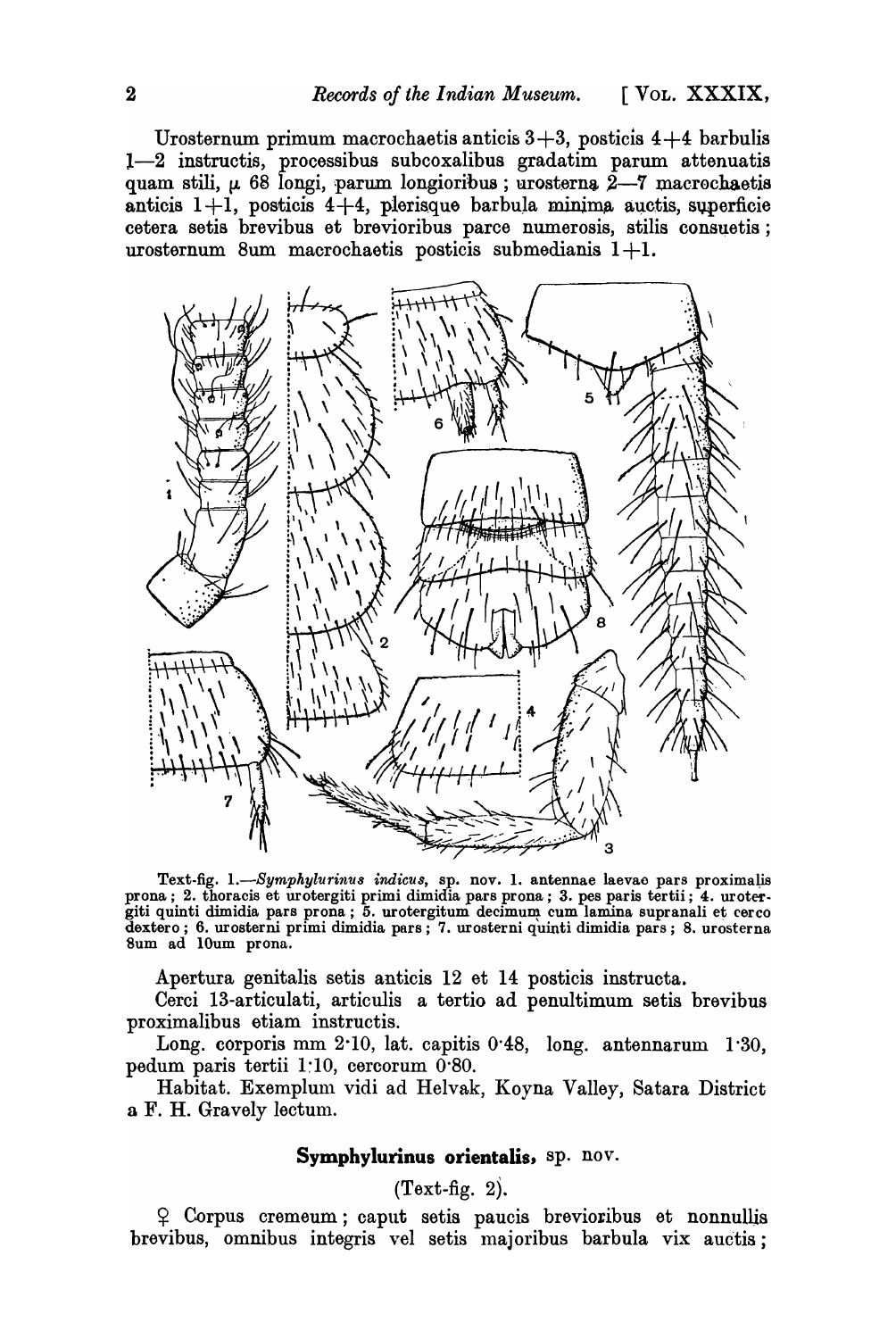Urosternum primum macrochaetis anticis 3+3, posticis 4+4 barbulis 1—2 instructis, processibus subcoxalibus gradatim parum attenuatis quam stili, μ 68 longi, parum longioribus; urosterna 2—7 macrochaetis anticis 1+1, posticis 4+4, plerisque barbula minima auctis, superficie cetera setis brevibus et brevioribus parce numerosis, stilis consuetis; urosternum 8um macrochaetis posticis submedianis 1+1.

Text-fig. 1.—*Symphylurinus indicus*, sp. nov. 1. antennae laevae pars proximalis prona; 2. thoracis et urotergiti primi dimidia pars prona; 3. pes paris tertii; 4. urotergiti quinti dimidia pars prona; 5. urotergitum decimum cum lamina supranali et cerco dextero; 6. urosterni primi dimidia pars; 7. urosterni quinti dimidia pars; 8. urosterna 8um ad 10um prona.

Apertura genitalis setis anticis 12 et 14 posticis instructa.

Cerci 13-articulati, articulis a tertio ad penultimum setis brevibus proximalibus etiam instructis.

Long. corporis mm 2·10, lat. capitis 0·48, long. antennarum 1·30, pedum paris tertii 1·10, cercorum 0·80.

Habitat. Exemplum vidi ad Helvak, Koyna Valley, Satara District a F. H. Gravely lectum.

## Symphylurinus orientalis, sp. nov.

(Text-fig. 2).

♀ Corpus cremeum; caput setis paucis brevioribus et nonnullis brevibus, omnibus integris vel setis majoribus barbula vix auctis;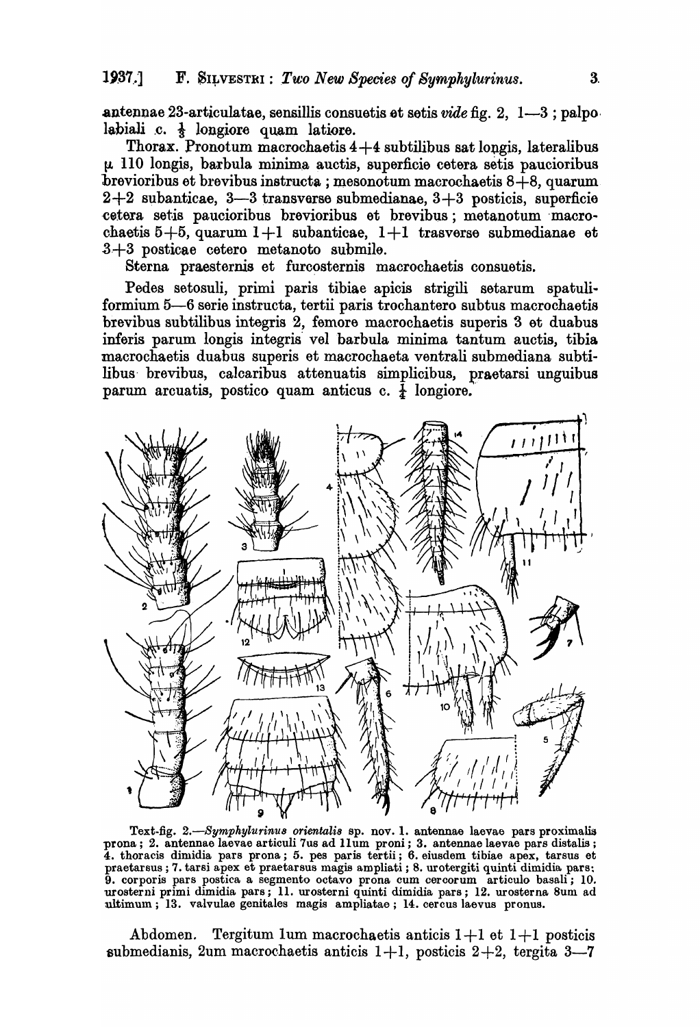antennae 23-articulatae, sensillis consuetis et setis *vide* fig. 2, 1—3 ; palpo labiali c. $\frac{1}{3}$ longiore quam latiore.

Thorax. Pronotum macrochaetis 4+4 subtilibus sat longis, lateralibus µ 110 longis, barbula minima auctis, superficie cetera setis paucioribus brevioribus et brevibus instructa ; mesonotum macrochaetis 8+8, quarum 2+2 subanticae, 3—3 transverse submedianae, 3+3 posticis, superficie cetera setis paucioribus brevioribus et brevibus ; metanotum macrochaetis 5+5, quarum 1+1 subanticae, 1+1 trasverse submedianae et 3+3 posticae cetero metanoto submile.

Sterna praesternis et furcosternis macrochaetis consuetis.

Pedes setosuli, primi paris tibiae apicis strigili setarum spatuliformium 5—6 serie instructa, tertii paris trochantero subtus macrochaetis brevibus subtilibus integris 2, femore macrochaetis superis 3 et duabus inferis parum longis integris vel barbula minima tantum auctis, tibia macrochaetis duabus superis et macrochaeta ventrali submediana subtilibus brevibus, calcaribus attenuatis simplicibus, praetarsi unguibus parum arcuatis, postico quam anticus c. $\frac{1}{4}$ longiore.

Text-fig. 2.—*Symphylurinus orientalis* sp. nov. 1. antennae laevae pars proximalis prona ; 2. antennae laevae articuli 7us ad 11um proni ; 3. antennae laevae pars distalis ; 4. thoracis dimidia pars prona ; 5. pes paris tertii ; 6. eiusdem tibiae apex, tarsus et praetarsus ; 7. tarsi apex et praetarsus magis ampliati ; 8. urotergiti quinti dimidia pars ; 9. corporis pars postica a segmento octavo prona cum cercorum articulo basali ; 10. urosterni primi dimidia pars ; 11. urosterni quinti dimidia pars ; 12. urosterna 8um ad ultimum ; 13. valvulae genitales magis ampliatae ; 14. cercus laevus pronus.

Abdomen. Tergitum 1um macrochaetis anticis 1+1 et 1+1 posticis submedianis, 2um macrochaetis anticis 1+1, posticis 2+2, tergita 3—7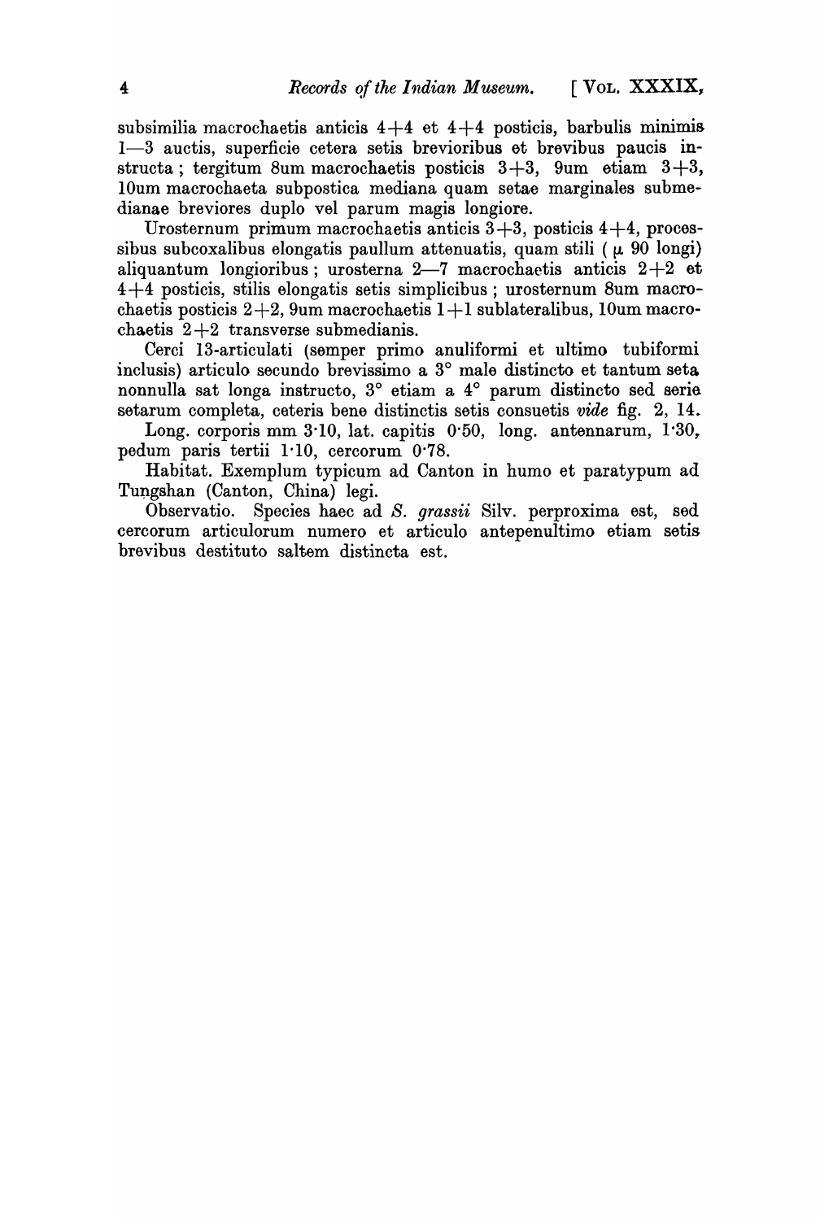subsimilia macrochaetis anticis 4+4 et 4+4 posticis, barbulis minimis 1—3 auctis, superficie cetera setis brevioribus et brevibus paucis instructa; tergitum 8um macrochaetis posticis 3+3, 9um etiam 3+3, 10um macrochaeta subpostica mediana quam setae marginales submedianae breviores duplo vel parum magis longiore.

Urosternum primum macrochaetis anticis 3+3, posticis 4+4, processibus subcoxalibus elongatis paullum attenuatis, quam stili ( $\mu$ 90 longi) aliquantum longioribus; urosterna 2—7 macrochaetis anticis 2+2 et 4+4 posticis, stilis elongatis setis simplicibus; urosternum 8um macrochaetis posticis 2+2, 9um macrochaetis 1+1 sublateralibus, 10um macrochaetis 2+2 transverse submedianis.

Cerci 13-articulati (semper primo anuliformi et ultimo tubiformi inclusis) articulo secundo brevissimo a 3° male distincto et tantum seta nonnulla sat longa instructo, 3° etiam a 4° parum distincto sed serie setarum completa, ceteris bene distinctis setis consuetis *vide* fig. 2, 14.

Long. corporis mm 3·10, lat. capitis 0·50, long. antennarum, 1·30, pedum paris tertii 1·10, cercorum 0·78.

Habitat. Exemplum typicum ad Canton in humo et paratypum ad Tungshan (Canton, China) legi.

Observatio. Species haec ad *S. grassii* Silv. perproxima est, sed cercorum articulorum numero et articulo antepenultimo etiam setis brevibus destituto saltem distincta est.